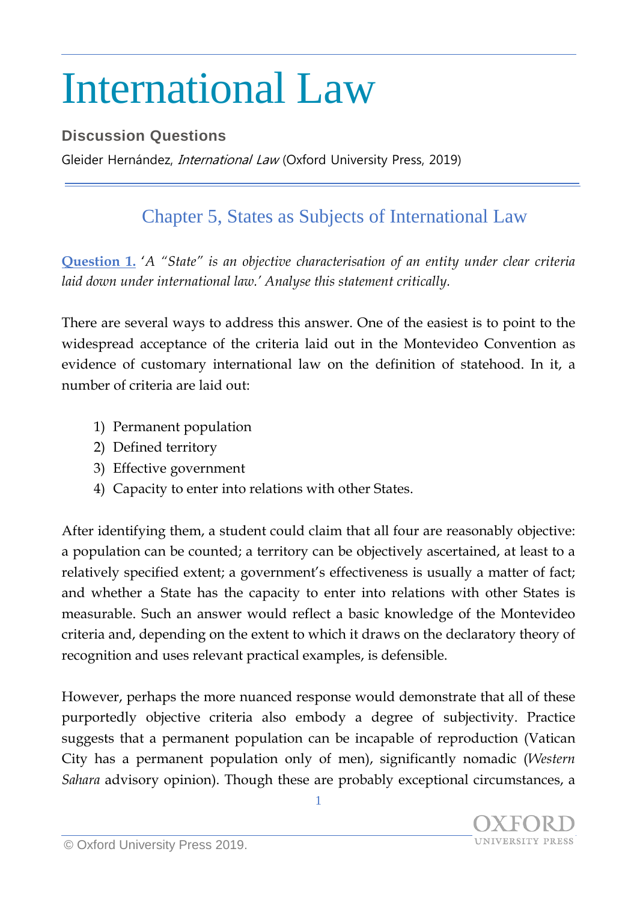# International Law

**Discussion Questions**

Gleider Hernández, *International Law* (Oxford University Press, 2019)

## Chapter 5, States as Subjects of International Law

**Question 1.** *'A "State" is an objective characterisation of an entity under clear criteria laid down under international law.' Analyse this statement critically.*

There are several ways to address this answer. One of the easiest is to point to the widespread acceptance of the criteria laid out in the Montevideo Convention as evidence of customary international law on the definition of statehood. In it, a number of criteria are laid out:

1) Permanent population
2) Defined territory
3) Effective government
4) Capacity to enter into relations with other States.

After identifying them, a student could claim that all four are reasonably objective: a population can be counted; a territory can be objectively ascertained, at least to a relatively specified extent; a government's effectiveness is usually a matter of fact; and whether a State has the capacity to enter into relations with other States is measurable. Such an answer would reflect a basic knowledge of the Montevideo criteria and, depending on the extent to which it draws on the declaratory theory of recognition and uses relevant practical examples, is defensible.

However, perhaps the more nuanced response would demonstrate that all of these purportedly objective criteria also embody a degree of subjectivity. Practice suggests that a permanent population can be incapable of reproduction (Vatican City has a permanent population only of men), significantly nomadic (*Western Sahara* advisory opinion). Though these are probably exceptional circumstances, a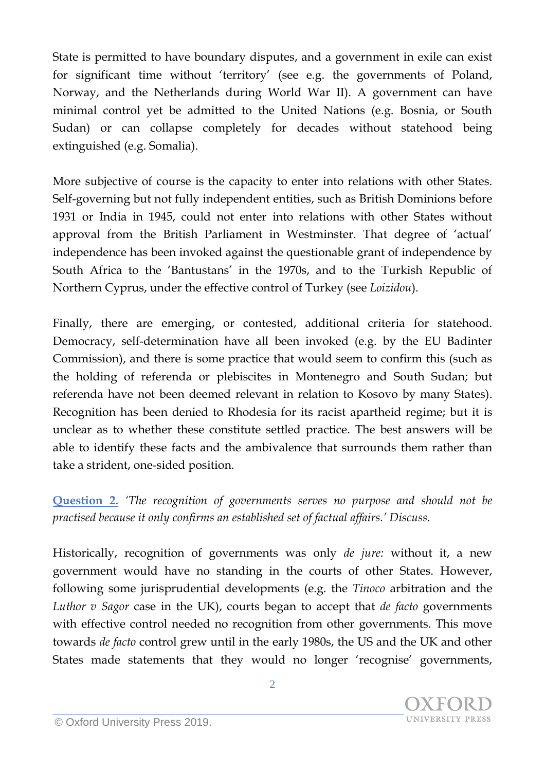State is permitted to have boundary disputes, and a government in exile can exist for significant time without 'territory' (see e.g. the governments of Poland, Norway, and the Netherlands during World War II). A government can have minimal control yet be admitted to the United Nations (e.g. Bosnia, or South Sudan) or can collapse completely for decades without statehood being extinguished (e.g. Somalia).

More subjective of course is the capacity to enter into relations with other States. Self-governing but not fully independent entities, such as British Dominions before 1931 or India in 1945, could not enter into relations with other States without approval from the British Parliament in Westminster. That degree of 'actual' independence has been invoked against the questionable grant of independence by South Africa to the 'Bantustans' in the 1970s, and to the Turkish Republic of Northern Cyprus, under the effective control of Turkey (see *Loizidou*).

Finally, there are emerging, or contested, additional criteria for statehood. Democracy, self-determination have all been invoked (e.g. by the EU Badinter Commission), and there is some practice that would seem to confirm this (such as the holding of referenda or plebiscites in Montenegro and South Sudan; but referenda have not been deemed relevant in relation to Kosovo by many States). Recognition has been denied to Rhodesia for its racist apartheid regime; but it is unclear as to whether these constitute settled practice. The best answers will be able to identify these facts and the ambivalence that surrounds them rather than take a strident, one-sided position.

**Question 2.** *'The recognition of governments serves no purpose and should not be practised because it only confirms an established set of factual affairs.' Discuss.*

Historically, recognition of governments was only *de jure:* without it, a new government would have no standing in the courts of other States. However, following some jurisprudential developments (e.g. the *Tinoco* arbitration and the *Luthor v Sagor* case in the UK), courts began to accept that *de facto* governments with effective control needed no recognition from other governments. This move towards *de facto* control grew until in the early 1980s, the US and the UK and other States made statements that they would no longer 'recognise' governments,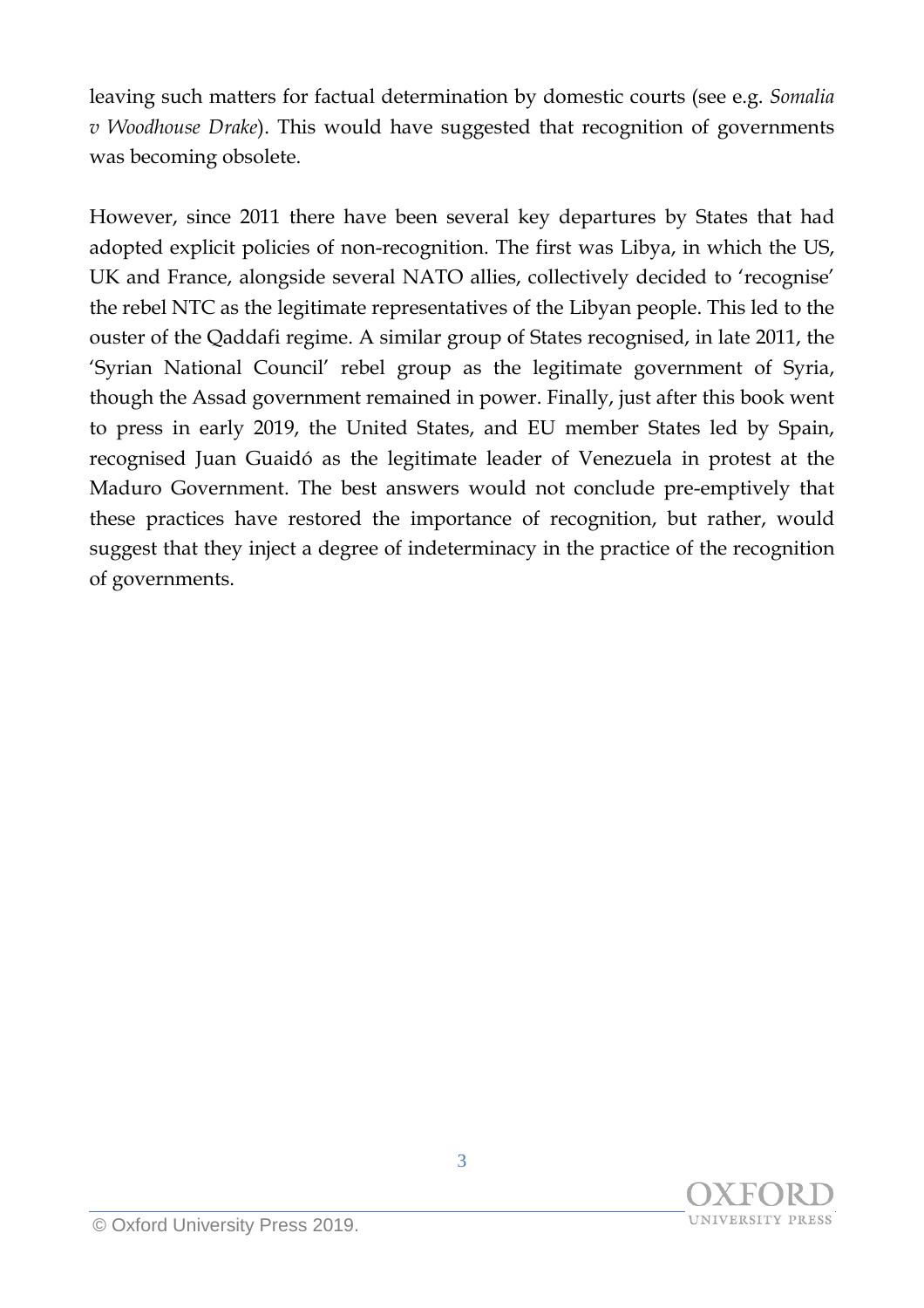leaving such matters for factual determination by domestic courts (see e.g. *Somalia v Woodhouse Drake*). This would have suggested that recognition of governments was becoming obsolete.

However, since 2011 there have been several key departures by States that had adopted explicit policies of non-recognition. The first was Libya, in which the US, UK and France, alongside several NATO allies, collectively decided to 'recognise' the rebel NTC as the legitimate representatives of the Libyan people. This led to the ouster of the Qaddafi regime. A similar group of States recognised, in late 2011, the 'Syrian National Council' rebel group as the legitimate government of Syria, though the Assad government remained in power. Finally, just after this book went to press in early 2019, the United States, and EU member States led by Spain, recognised Juan Guaidó as the legitimate leader of Venezuela in protest at the Maduro Government. The best answers would not conclude pre-emptively that these practices have restored the importance of recognition, but rather, would suggest that they inject a degree of indeterminacy in the practice of the recognition of governments.